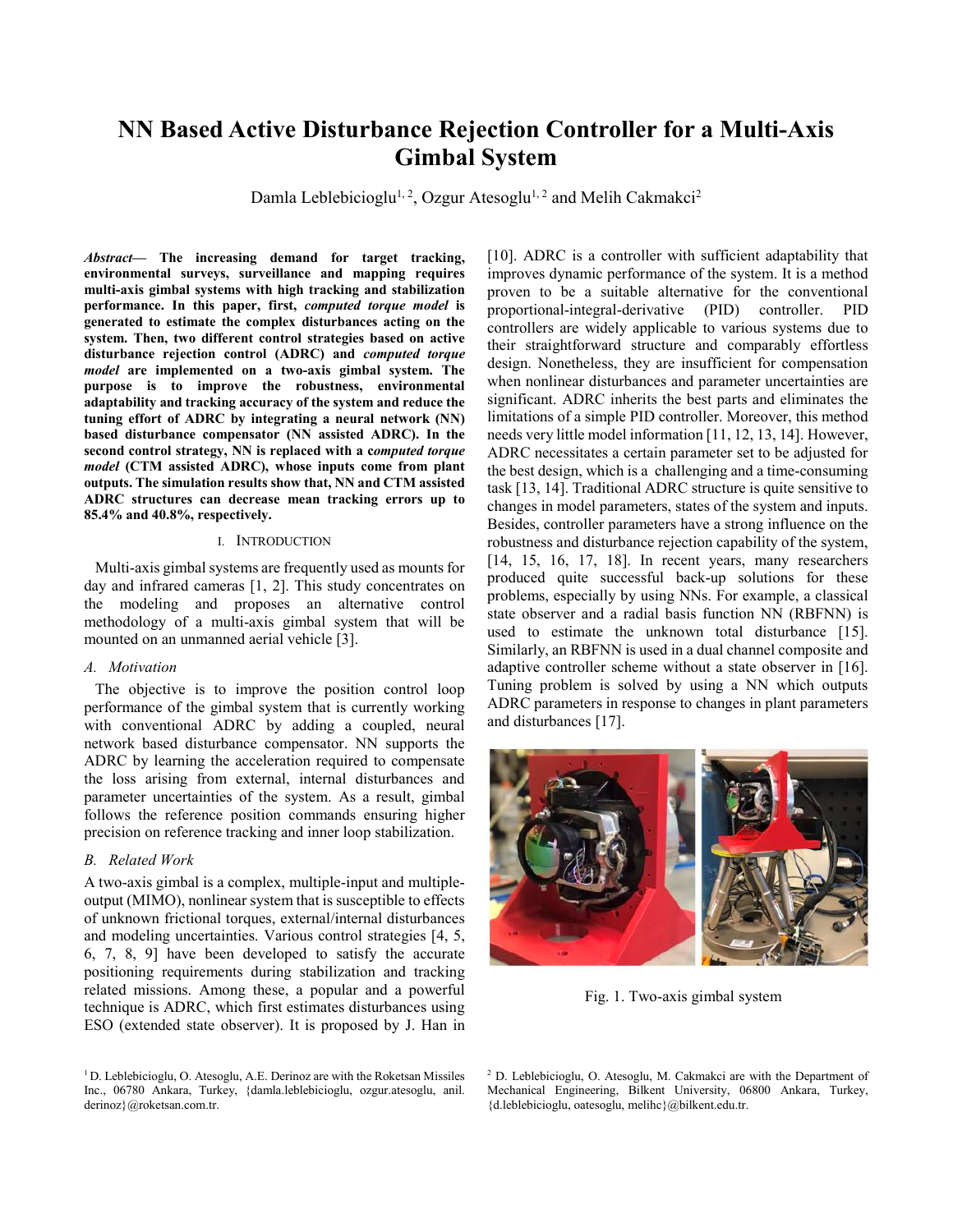# NN Based Active Disturbance Rejection Controller for a Multi-Axis Gimbal System

Damla Leblebicioglu[1, 2], Ozgur Atesoglu[1, 2] and Melih Cakmakci[2]

***Abstract*— The increasing demand for target tracking, environmental surveys, surveillance and mapping requires multi-axis gimbal systems with high tracking and stabilization performance. In this paper, first, *computed torque model* is generated to estimate the complex disturbances acting on the system. Then, two different control strategies based on active disturbance rejection control (ADRC) and *computed torque model* are implemented on a two-axis gimbal system. The purpose is to improve the robustness, environmental adaptability and tracking accuracy of the system and reduce the tuning effort of ADRC by integrating a neural network (NN) based disturbance compensator (NN assisted ADRC). In the second control strategy, NN is replaced with a *computed torque model* (CTM assisted ADRC), whose inputs come from plant outputs. The simulation results show that, NN and CTM assisted ADRC structures can decrease mean tracking errors up to 85.4% and 40.8%, respectively.**

## I. Introduction

Multi-axis gimbal systems are frequently used as mounts for day and infrared cameras [1, 2]. This study concentrates on the modeling and proposes an alternative control methodology of a multi-axis gimbal system that will be mounted on an unmanned aerial vehicle [3].

### A. Motivation

The objective is to improve the position control loop performance of the gimbal system that is currently working with conventional ADRC by adding a coupled, neural network based disturbance compensator. NN supports the ADRC by learning the acceleration required to compensate the loss arising from external, internal disturbances and parameter uncertainties of the system. As a result, gimbal follows the reference position commands ensuring higher precision on reference tracking and inner loop stabilization.

### B. Related Work

A two-axis gimbal is a complex, multiple-input and multiple-output (MIMO), nonlinear system that is susceptible to effects of unknown frictional torques, external/internal disturbances and modeling uncertainties. Various control strategies [4, 5, 6, 7, 8, 9] have been developed to satisfy the accurate positioning requirements during stabilization and tracking related missions. Among these, a popular and a powerful technique is ADRC, which first estimates disturbances using ESO (extended state observer). It is proposed by J. Han in [10]. ADRC is a controller with sufficient adaptability that improves dynamic performance of the system. It is a method proven to be a suitable alternative for the conventional proportional-integral-derivative (PID) controller. PID controllers are widely applicable to various systems due to their straightforward structure and comparably effortless design. Nonetheless, they are insufficient for compensation when nonlinear disturbances and parameter uncertainties are significant. ADRC inherits the best parts and eliminates the limitations of a simple PID controller. Moreover, this method needs very little model information [11, 12, 13, 14]. However, ADRC necessitates a certain parameter set to be adjusted for the best design, which is a challenging and a time-consuming task [13, 14]. Traditional ADRC structure is quite sensitive to changes in model parameters, states of the system and inputs. Besides, controller parameters have a strong influence on the robustness and disturbance rejection capability of the system, [14, 15, 16, 17, 18]. In recent years, many researchers produced quite successful back-up solutions for these problems, especially by using NNs. For example, a classical state observer and a radial basis function NN (RBFNN) is used to estimate the unknown total disturbance [15]. Similarly, an RBFNN is used in a dual channel composite and adaptive controller scheme without a state observer in [16]. Tuning problem is solved by using a NN which outputs ADRC parameters in response to changes in plant parameters and disturbances [17].

Fig. 1. Two-axis gimbal system

[1] D. Leblebicioglu, O. Atesoglu, A.E. Derinoz are with the Roketsan Missiles Inc., 06780 Ankara, Turkey, {damla.leblebicioglu, ozgur.atesoglu, anil.derinoz}@roketsan.com.tr.

[2] D. Leblebicioglu, O. Atesoglu, M. Cakmakci are with the Department of Mechanical Engineering, Bilkent University, 06800 Ankara, Turkey, {d.leblebicioglu, oatesoglu, melihc}@bilkent.edu.tr.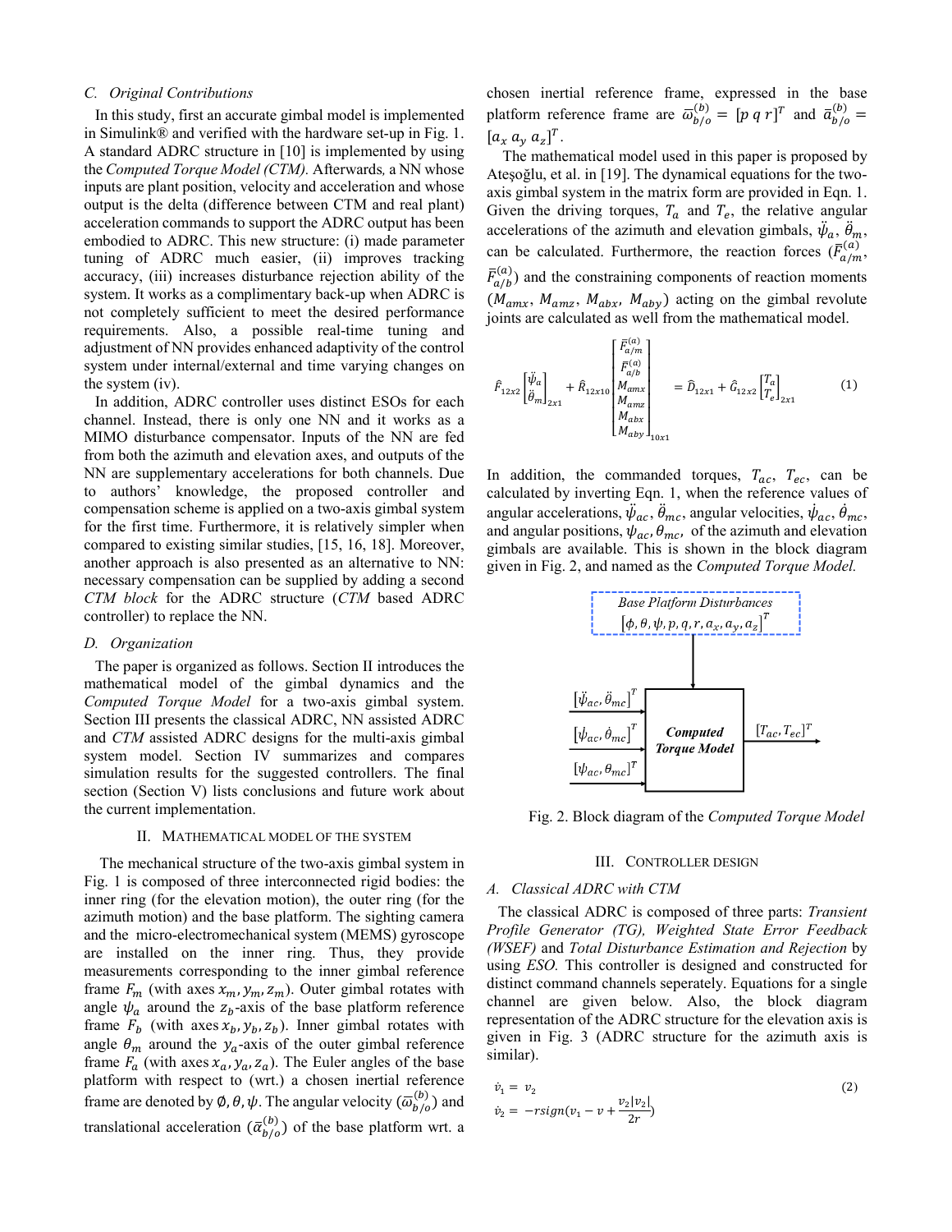### C. Original Contributions

In this study, first an accurate gimbal model is implemented in Simulink® and verified with the hardware set-up in Fig. 1. A standard ADRC structure in [10] is implemented by using the *Computed Torque Model (CTM).* Afterwards, a NN whose inputs are plant position, velocity and acceleration and whose output is the delta (difference between CTM and real plant) acceleration commands to support the ADRC output has been embodied to ADRC. This new structure: (i) made parameter tuning of ADRC much easier, (ii) improves tracking accuracy, (iii) increases disturbance rejection ability of the system. It works as a complimentary back-up when ADRC is not completely sufficient to meet the desired performance requirements. Also, a possible real-time tuning and adjustment of NN provides enhanced adaptivity of the control system under internal/external and time varying changes on the system (iv).

In addition, ADRC controller uses distinct ESOs for each channel. Instead, there is only one NN and it works as a MIMO disturbance compensator. Inputs of the NN are fed from both the azimuth and elevation axes, and outputs of the NN are supplementary accelerations for both channels. Due to authors' knowledge, the proposed controller and compensation scheme is applied on a two-axis gimbal system for the first time. Furthermore, it is relatively simpler when compared to existing similar studies, [15, 16, 18]. Moreover, another approach is also presented as an alternative to NN: necessary compensation can be supplied by adding a second *CTM block* for the ADRC structure (*CTM* based ADRC controller) to replace the NN.

### D. Organization

The paper is organized as follows. Section II introduces the mathematical model of the gimbal dynamics and the *Computed Torque Model* for a two-axis gimbal system. Section III presents the classical ADRC, NN assisted ADRC and *CTM* assisted ADRC designs for the multi-axis gimbal system model. Section IV summarizes and compares simulation results for the suggested controllers. The final section (Section V) lists conclusions and future work about the current implementation.

## II. Mathematical Model of the System

The mechanical structure of the two-axis gimbal system in Fig. 1 is composed of three interconnected rigid bodies: the inner ring (for the elevation motion), the outer ring (for the azimuth motion) and the base platform. The sighting camera and the micro-electromechanical system (MEMS) gyroscope are installed on the inner ring. Thus, they provide measurements corresponding to the inner gimbal reference frame $F_m$ (with axes $x_m, y_m, z_m$). Outer gimbal rotates with angle $\psi_a$ around the $z_b$-axis of the base platform reference frame $F_b$ (with axes $x_b, y_b, z_b$). Inner gimbal rotates with angle $\theta_m$ around the $y_a$-axis of the outer gimbal reference frame $F_a$ (with axes $x_a, y_a, z_a$). The Euler angles of the base platform with respect to (wrt.) a chosen inertial reference frame are denoted by $\emptyset, \theta, \psi$. The angular velocity ($\bar{\omega}_{b/o}^{(b)}$) and translational acceleration ($\bar{a}_{b/o}^{(b)}$) of the base platform wrt. a chosen inertial reference frame, expressed in the base platform reference frame are $\bar{\omega}_{b/o}^{(b)} = [p\ q\ r]^T$ and $\bar{a}_{b/o}^{(b)} = [a_x\ a_y\ a_z]^T$.

The mathematical model used in this paper is proposed by Ateşoğlu, et al. in [19]. The dynamical equations for the two-axis gimbal system in the matrix form are provided in Eqn. 1. Given the driving torques, $T_a$ and $T_e$, the relative angular accelerations of the azimuth and elevation gimbals, $\ddot{\psi}_a$, $\ddot{\theta}_m$, can be calculated. Furthermore, the reaction forces ($\bar{F}_{a/m}^{(a)}$, $\bar{F}_{a/b}^{(a)}$) and the constraining components of reaction moments ($M_{amx}$, $M_{amz}$, $M_{abx}$, $M_{aby}$) acting on the gimbal revolute joints are calculated as well from the mathematical model.

$$\hat{F}_{12x2}\begin{bmatrix}\ddot{\psi}_a\\ \ddot{\theta}_m\end{bmatrix}_{2x1} + \hat{R}_{12x10}\begin{bmatrix}\bar{F}_{a/m}^{(a)}\\ \bar{F}_{a/b}^{(a)}\\ M_{amx}\\ M_{amz}\\ M_{abx}\\ M_{aby}\end{bmatrix}_{10x1} = \widehat{D}_{12x1} + \hat{G}_{12x2}\begin{bmatrix}T_a\\ T_e\end{bmatrix}_{2x1} \tag{1}$$

In addition, the commanded torques, $T_{ac}$, $T_{ec}$, can be calculated by inverting Eqn. 1, when the reference values of angular accelerations, $\ddot{\psi}_{ac}, \ddot{\theta}_{mc}$, angular velocities, $\dot{\psi}_{ac}, \dot{\theta}_{mc}$, and angular positions, $\psi_{ac}, \theta_{mc}$, of the azimuth and elevation gimbals are available. This is shown in the block diagram given in Fig. 2, and named as the *Computed Torque Model.*

Fig. 2. Block diagram of the *Computed Torque Model*

## III. Controller Design

### A. Classical ADRC with CTM

The classical ADRC is composed of three parts: *Transient Profile Generator (TG), Weighted State Error Feedback (WSEF)* and *Total Disturbance Estimation and Rejection* by using *ESO.* This controller is designed and constructed for distinct command channels seperately. Equations for a single channel are given below. Also, the block diagram representation of the ADRC structure for the elevation axis is given in Fig. 3 (ADRC structure for the azimuth axis is similar).

$$\begin{aligned}\dot{v}_1 &= v_2 \\ \dot{v}_2 &= -r\,sign(v_1 - v + \frac{v_2|v_2|}{2r})\end{aligned} \tag{2}$$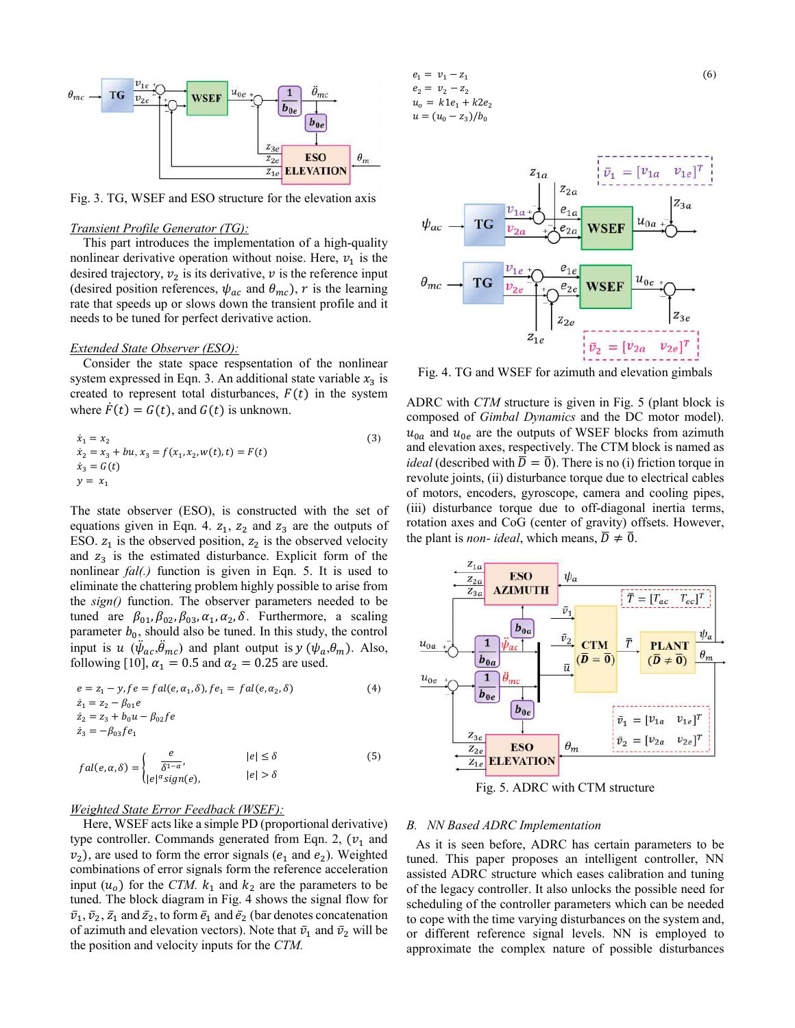Fig. 3. TG, WSEF and ESO structure for the elevation axis

*Transient Profile Generator (TG):*

This part introduces the implementation of a high-quality nonlinear derivative operation without noise. Here, $v_1$ is the desired trajectory, $v_2$ is its derivative, $v$ is the reference input (desired position references, $\psi_{ac}$ and $\theta_{mc}$), $r$ is the learning rate that speeds up or slows down the transient profile and it needs to be tuned for perfect derivative action.

*Extended State Observer (ESO):*

Consider the state space respsentation of the nonlinear system expressed in Eqn. 3. An additional state variable $x_3$ is created to represent total disturbances, $F(t)$ in the system where $\dot{F}(t) = G(t)$, and $G(t)$ is unknown.

$$
\begin{aligned}
\dot{x}_1 &= x_2 \\
\dot{x}_2 &= x_3 + bu, x_3 = f(x_1, x_2, w(t), t) = F(t) \\
\dot{x}_3 &= G(t) \\
y &= x_1
\end{aligned}
\tag{3}
$$

The state observer (ESO), is constructed with the set of equations given in Eqn. 4. $z_1$, $z_2$ and $z_3$ are the outputs of ESO. $z_1$ is the observed position, $z_2$ is the observed velocity and $z_3$ is the estimated disturbance. Explicit form of the nonlinear *fal(.)* function is given in Eqn. 5. It is used to eliminate the chattering problem highly possible to arise from the *sign()* function. The observer parameters needed to be tuned are $\beta_{01}, \beta_{02}, \beta_{03}, \alpha_1, \alpha_2, \delta$. Furthermore, a scaling parameter $b_0$, should also be tuned. In this study, the control input is $u$ ($\ddot{\psi}_{ac}$,$\ddot{\theta}_{mc}$) and plant output is $y$ ($\psi_a$,$\theta_m$). Also, following [10], $\alpha_1 = 0.5$ and $\alpha_2 = 0.25$ are used.

$$
\begin{aligned}
&e = z_1 - y, fe = fal(e, \alpha_1, \delta), fe_1 = fal(e, \alpha_2, \delta) \\
&\dot{z}_1 = z_2 - \beta_{01} e \\
&\dot{z}_2 = z_3 + b_0 u - \beta_{02} fe \\
&\dot{z}_3 = -\beta_{03} fe_1
\end{aligned}
\tag{4}
$$

$$
fal(e, \alpha, \delta) = \begin{cases} \dfrac{e}{\delta^{1-\alpha}}, & |e| \le \delta \\ |e|^{\alpha} sign(e), & |e| > \delta \end{cases}
\tag{5}
$$

*Weighted State Error Feedback (WSEF):*

Here, WSEF acts like a simple PD (proportional derivative) type controller. Commands generated from Eqn. 2, ($v_1$ and $v_2$), are used to form the error signals ($e_1$ and $e_2$). Weighted combinations of error signals form the reference acceleration input ($u_o$) for the *CTM*. $k_1$ and $k_2$ are the parameters to be tuned. The block diagram in Fig. 4 shows the signal flow for $\bar{v}_1, \bar{v}_2, \bar{z}_1$ and $\bar{z}_2$, to form $\bar{e}_1$ and $\bar{e}_2$ (bar denotes concatenation of azimuth and elevation vectors). Note that $\bar{v}_1$ and $\bar{v}_2$ will be the position and velocity inputs for the *CTM.*

$$
\begin{aligned}
e_1 &= v_1 - z_1 \\
e_2 &= v_2 - z_2 \\
u_o &= k1e_1 + k2e_2 \\
u &= (u_0 - z_3)/b_0
\end{aligned}
\tag{6}
$$

Fig. 4. TG and WSEF for azimuth and elevation gimbals

ADRC with *CTM* structure is given in Fig. 5 (plant block is composed of *Gimbal Dynamics* and the DC motor model). $u_{0a}$ and $u_{0e}$ are the outputs of WSEF blocks from azimuth and elevation axes, respectively. The CTM block is named as *ideal* (described with $\bar{D} = \bar{0}$). There is no (i) friction torque in revolute joints, (ii) disturbance torque due to electrical cables of motors, encoders, gyroscope, camera and cooling pipes, (iii) disturbance torque due to off-diagonal inertia terms, rotation axes and CoG (center of gravity) offsets. However, the plant is *non- ideal*, which means, $\bar{D} \neq \bar{0}$.

Fig. 5. ADRC with CTM structure

## B. NN Based ADRC Implementation

As it is seen before, ADRC has certain parameters to be tuned. This paper proposes an intelligent controller, NN assisted ADRC structure which eases calibration and tuning of the legacy controller. It also unlocks the possible need for scheduling of the controller parameters which can be needed to cope with the time varying disturbances on the system and, or different reference signal levels. NN is employed to approximate the complex nature of possible disturbances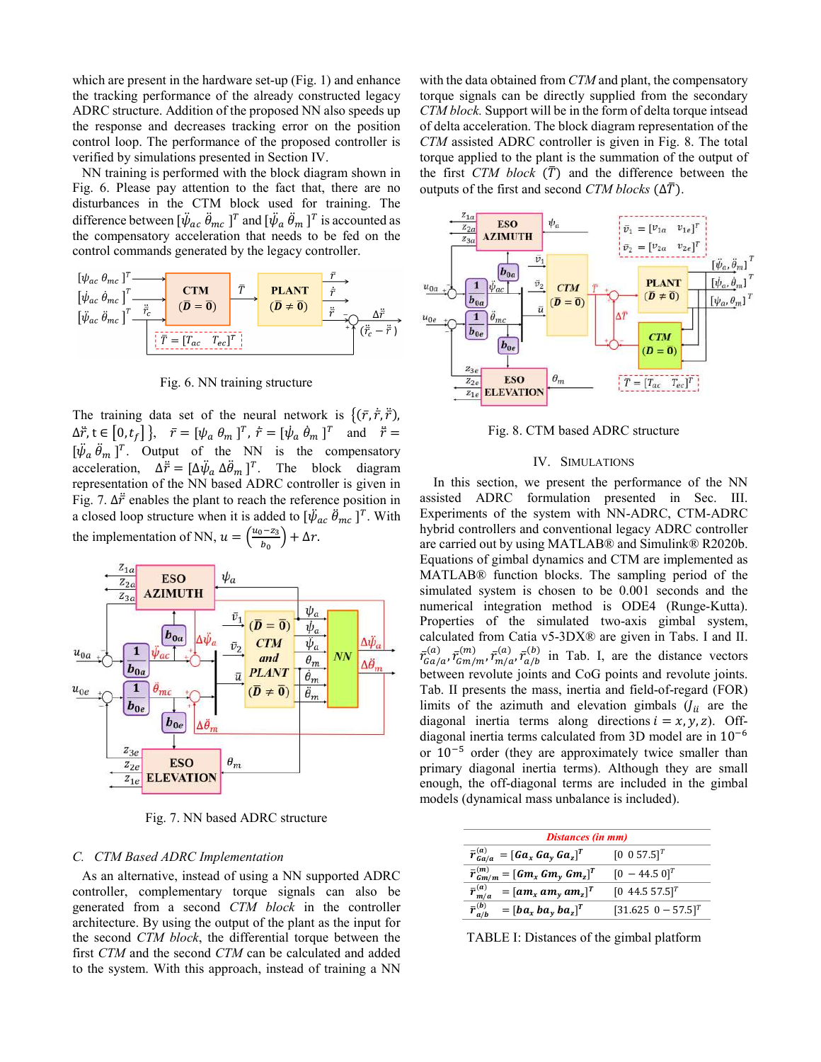which are present in the hardware set-up (Fig. 1) and enhance the tracking performance of the already constructed legacy ADRC structure. Addition of the proposed NN also speeds up the response and decreases tracking error on the position control loop. The performance of the proposed controller is verified by simulations presented in Section IV.

NN training is performed with the block diagram shown in Fig. 6. Please pay attention to the fact that, there are no disturbances in the CTM block used for training. The difference between $[\ddot{\psi}_{ac}\ \ddot{\theta}_{mc}]^T$ and $[\ddot{\psi}_{a}\ \ddot{\theta}_{m}]^T$ is accounted as the compensatory acceleration that needs to be fed on the control commands generated by the legacy controller.

Fig. 6. NN training structure

The training data set of the neural network is $\{(\bar{r},\dot{\bar{r}},\ddot{\bar{r}}), \Delta\ddot{\bar{r}}, t\in[0,t_f]\}$, $\bar{r}=[\psi_a\ \theta_m]^T$, $\dot{\bar{r}}=[\dot{\psi}_a\ \dot{\theta}_m]^T$ and $\ddot{\bar{r}}=[\ddot{\psi}_a\ \ddot{\theta}_m]^T$. Output of the NN is the compensatory acceleration, $\Delta\ddot{\bar{r}}=[\Delta\ddot{\psi}_a\ \Delta\ddot{\theta}_m]^T$. The block diagram representation of the NN based ADRC controller is given in Fig. 7. $\Delta\ddot{\bar{r}}$ enables the plant to reach the reference position in a closed loop structure when it is added to $[\ddot{\psi}_{ac}\ \ddot{\theta}_{mc}]^T$. With the implementation of NN, $u=\left(\frac{u_0-z_3}{b_0}\right)+\Delta r$.

Fig. 7. NN based ADRC structure

### C. CTM Based ADRC Implementation

As an alternative, instead of using a NN supported ADRC controller, complementary torque signals can also be generated from a second *CTM block* in the controller architecture. By using the output of the plant as the input for the second *CTM block*, the differential torque between the first *CTM* and the second *CTM* can be calculated and added to the system. With this approach, instead of training a NN with the data obtained from *CTM* and plant, the compensatory torque signals can be directly supplied from the secondary *CTM block.* Support will be in the form of delta torque intsead of delta acceleration. The block diagram representation of the *CTM* assisted ADRC controller is given in Fig. 8. The total torque applied to the plant is the summation of the output of the first *CTM block* ($\bar{T}$) and the difference between the outputs of the first and second *CTM blocks* ($\Delta\bar{T}$).

Fig. 8. CTM based ADRC structure

## IV. Simulations

In this section, we present the performance of the NN assisted ADRC formulation presented in Sec. III. Experiments of the system with NN-ADRC, CTM-ADRC hybrid controllers and conventional legacy ADRC controller are carried out by using MATLAB® and Simulink® R2020b. Equations of gimbal dynamics and CTM are implemented as MATLAB® function blocks. The sampling period of the simulated system is chosen to be 0.001 seconds and the numerical integration method is ODE4 (Runge-Kutta). Properties of the simulated two-axis gimbal system, calculated from Catia v5-3DX® are given in Tabs. I and II. $\bar{r}^{(a)}_{Ga/a}, \bar{r}^{(m)}_{Gm/m}, \bar{r}^{(a)}_{m/a}, \bar{r}^{(b)}_{a/b}$ in Tab. I, are the distance vectors between revolute joints and CoG points and revolute joints. Tab. II presents the mass, inertia and field-of-regard (FOR) limits of the azimuth and elevation gimbals ($J_{ii}$ are the diagonal inertia terms along directions $i=x,y,z$). Off-diagonal inertia terms calculated from 3D model are in $10^{-6}$ or $10^{-5}$ order (they are approximately twice smaller than primary diagonal inertia terms). Although they are small enough, the off-diagonal terms are included in the gimbal models (dynamical mass unbalance is included).

| Distances (in mm) | |
|---|---|
| $\bar{r}^{(a)}_{Ga/a}=[Ga_x\ Ga_y\ Ga_z]^T$ | $[0\ \ 0\ 57.5]^T$ |
| $\bar{r}^{(m)}_{Gm/m}=[Gm_x\ Gm_y\ Gm_z]^T$ | $[0\ -44.5\ 0]^T$ |
| $\bar{r}^{(a)}_{m/a}=[am_x\ am_y\ am_z]^T$ | $[0\ \ 44.5\ 57.5]^T$ |
| $\bar{r}^{(b)}_{a/b}=[ba_x\ ba_y\ ba_z]^T$ | $[31.625\ \ 0\ -57.5]^T$ |

TABLE I: Distances of the gimbal platform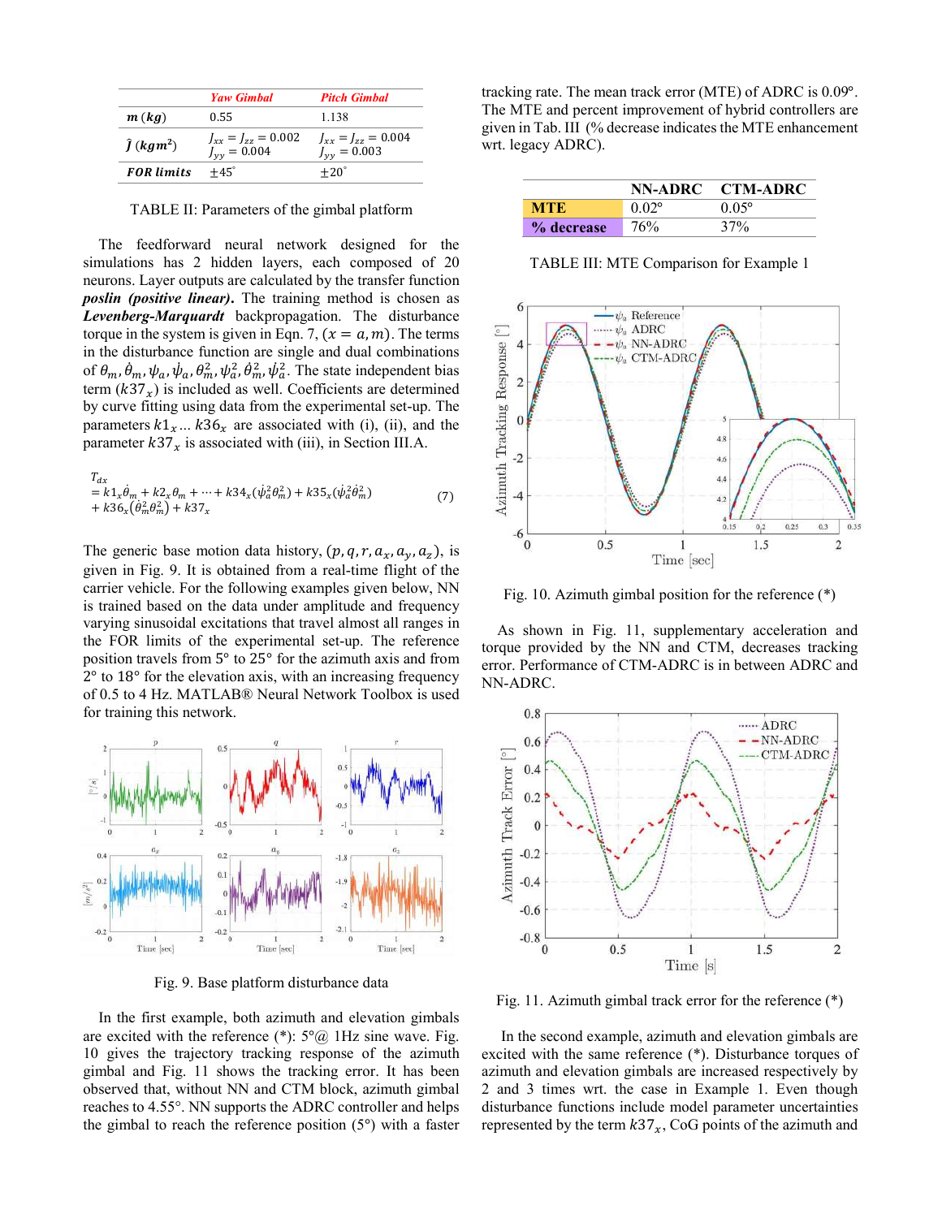| | *Yaw Gimbal* | *Pitch Gimbal* |
|---|---|---|
| $\boldsymbol{m}\,(\boldsymbol{kg})$ | 0.55 | 1.138 |
| $\boldsymbol{\hat{J}}\,(\boldsymbol{kgm^2})$ | $J_{xx} = J_{zz} = 0.002$ $J_{yy} = 0.004$ | $J_{xx} = J_{zz} = 0.004$ $J_{yy} = 0.003$ |
| ***FOR limits*** | $\pm 45^{\circ}$ | $\pm 20^{\circ}$ |

TABLE II: Parameters of the gimbal platform

The feedforward neural network designed for the simulations has 2 hidden layers, each composed of 20 neurons. Layer outputs are calculated by the transfer function ***poslin (positive linear)***. The training method is chosen as ***Levenberg-Marquardt*** backpropagation. The disturbance torque in the system is given in Eqn. 7, $(x = a, m)$. The terms in the disturbance function are single and dual combinations of $\theta_m, \dot{\theta}_m, \psi_a, \dot{\psi}_a, \theta_m^2, \psi_a^2, \dot{\theta}_m^2, \dot{\psi}_a^2$. The state independent bias term $(k37_x)$ is included as well. Coefficients are determined by curve fitting using data from the experimental set-up. The parameters $k1_x \dots k36_x$ are associated with (i), (ii), and the parameter $k37_x$ is associated with (iii), in Section III.A.

$$T_{dx} = k1_x\dot{\theta}_m + k2_x\theta_m + \dots + k34_x(\dot{\psi}_a^2\theta_m^2) + k35_x(\dot{\psi}_a^2\dot{\theta}_m^2) + k36_x(\dot{\theta}_m^2\theta_m^2) + k37_x \tag{7}$$

The generic base motion data history, $(p, q, r, a_x, a_y, a_z)$, is given in Fig. 9. It is obtained from a real-time flight of the carrier vehicle. For the following examples given below, NN is trained based on the data under amplitude and frequency varying sinusoidal excitations that travel almost all ranges in the FOR limits of the experimental set-up. The reference position travels from 5° to 25° for the azimuth axis and from 2° to 18° for the elevation axis, with an increasing frequency of 0.5 to 4 Hz. MATLAB® Neural Network Toolbox is used for training this network.

Fig. 9. Base platform disturbance data

In the first example, both azimuth and elevation gimbals are excited with the reference (*): 5°@ 1Hz sine wave. Fig. 10 gives the trajectory tracking response of the azimuth gimbal and Fig. 11 shows the tracking error. It has been observed that, without NN and CTM block, azimuth gimbal reaches to 4.55°. NN supports the ADRC controller and helps the gimbal to reach the reference position (5°) with a faster tracking rate. The mean track error (MTE) of ADRC is 0.09°. The MTE and percent improvement of hybrid controllers are given in Tab. III (% decrease indicates the MTE enhancement wrt. legacy ADRC).

| | NN-ADRC | CTM-ADRC |
|---|---|---|
| **MTE** | 0.02° | 0.05° |
| **% decrease** | 76% | 37% |

TABLE III: MTE Comparison for Example 1

Fig. 10. Azimuth gimbal position for the reference (*)

As shown in Fig. 11, supplementary acceleration and torque provided by the NN and CTM, decreases tracking error. Performance of CTM-ADRC is in between ADRC and NN-ADRC.

Fig. 11. Azimuth gimbal track error for the reference (*)

In the second example, azimuth and elevation gimbals are excited with the same reference (*). Disturbance torques of azimuth and elevation gimbals are increased respectively by 2 and 3 times wrt. the case in Example 1. Even though disturbance functions include model parameter uncertainties represented by the term $k37_x$, CoG points of the azimuth and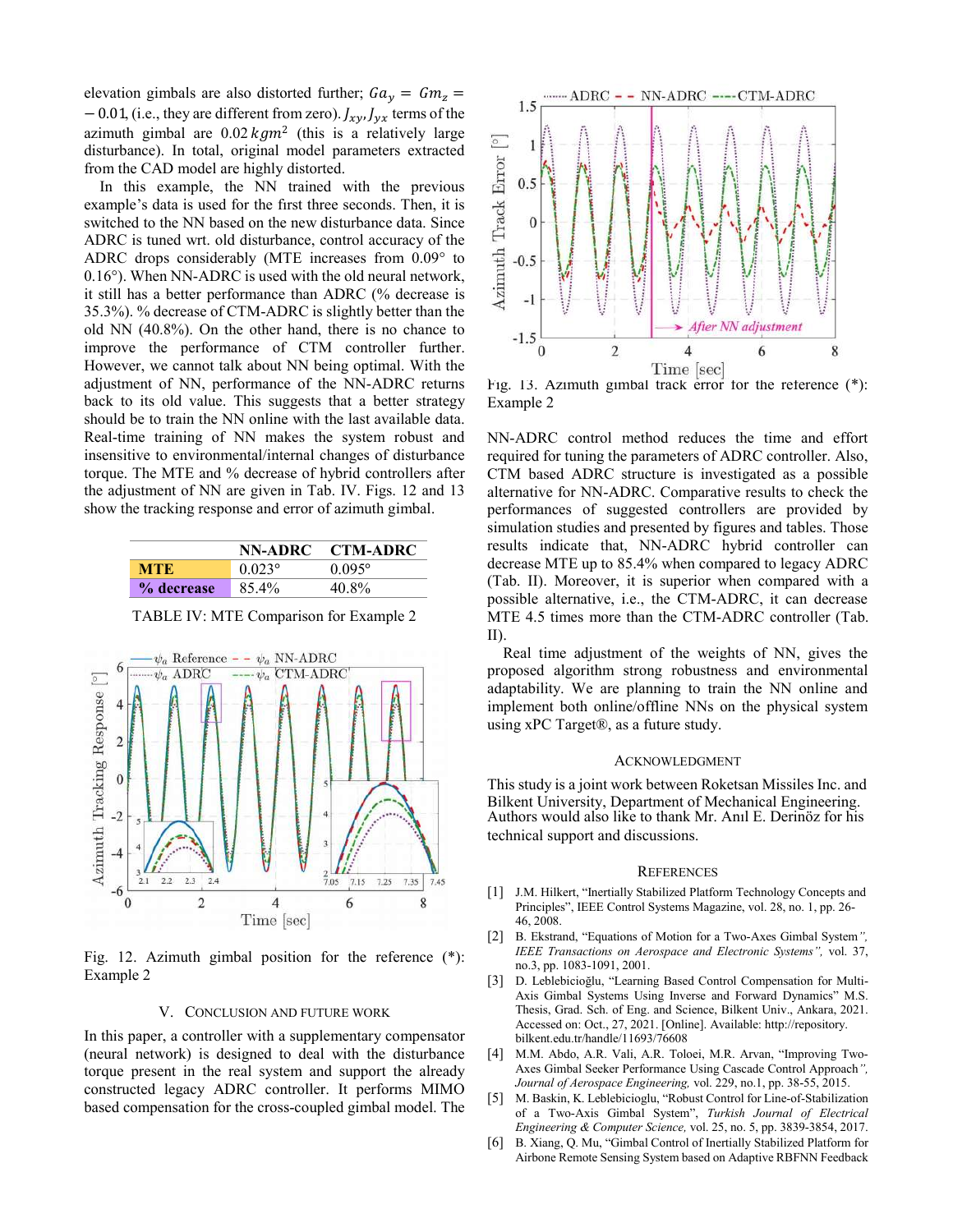elevation gimbals are also distorted further; $Ga_y = Gm_z = -0.01$, (i.e., they are different from zero). $J_{xy}, J_{yx}$ terms of the azimuth gimbal are $0.02\,kgm^2$ (this is a relatively large disturbance). In total, original model parameters extracted from the CAD model are highly distorted.

In this example, the NN trained with the previous example's data is used for the first three seconds. Then, it is switched to the NN based on the new disturbance data. Since ADRC is tuned wrt. old disturbance, control accuracy of the ADRC drops considerably (MTE increases from 0.09° to 0.16°). When NN-ADRC is used with the old neural network, it still has a better performance than ADRC (% decrease is 35.3%). % decrease of CTM-ADRC is slightly better than the old NN (40.8%). On the other hand, there is no chance to improve the performance of CTM controller further. However, we cannot talk about NN being optimal. With the adjustment of NN, performance of the NN-ADRC returns back to its old value. This suggests that a better strategy should be to train the NN online with the last available data. Real-time training of NN makes the system robust and insensitive to environmental/internal changes of disturbance torque. The MTE and % decrease of hybrid controllers after the adjustment of NN are given in Tab. IV. Figs. 12 and 13 show the tracking response and error of azimuth gimbal.

| | NN-ADRC | CTM-ADRC |
|---|---|---|
| **MTE** | 0.023° | 0.095° |
| **% decrease** | 85.4% | 40.8% |

TABLE IV: MTE Comparison for Example 2

Fig. 12. Azimuth gimbal position for the reference (*): Example 2

Fig. 13. Azimuth gimbal track error for the reference (*): Example 2

## V. Conclusion and Future Work

In this paper, a controller with a supplementary compensator (neural network) is designed to deal with the disturbance torque present in the real system and support the already constructed legacy ADRC controller. It performs MIMO based compensation for the cross-coupled gimbal model. The NN-ADRC control method reduces the time and effort required for tuning the parameters of ADRC controller. Also, CTM based ADRC structure is investigated as a possible alternative for NN-ADRC. Comparative results to check the performances of suggested controllers are provided by simulation studies and presented by figures and tables. Those results indicate that, NN-ADRC hybrid controller can decrease MTE up to 85.4% when compared to legacy ADRC (Tab. II). Moreover, it is superior when compared with a possible alternative, i.e., the CTM-ADRC, it can decrease MTE 4.5 times more than the CTM-ADRC controller (Tab. II).

Real time adjustment of the weights of NN, gives the proposed algorithm strong robustness and environmental adaptability. We are planning to train the NN online and implement both online/offline NNs on the physical system using xPC Target®, as a future study.

## Acknowledgment

This study is a joint work between Roketsan Missiles Inc. and Bilkent University, Department of Mechanical Engineering. Authors would also like to thank Mr. Anıl E. Derinöz for his technical support and discussions.

## References

[1] J.M. Hilkert, "Inertially Stabilized Platform Technology Concepts and Principles", IEEE Transactions Control Systems Magazine, vol. 28, no. 1, pp. 26-46, 2008.

[2] B. Ekstrand, "Equations of Motion for a Two-Axes Gimbal System", *IEEE Transactions on Aerospace and Electronic Systems"*, vol. 37, no.3, pp. 1083-1091, 2001.

[3] D. Leblebicioğlu, "Learning Based Control Compensation for Multi-Axis Gimbal Systems Using Inverse and Forward Dynamics" M.S. Thesis, Grad. Sch. of Eng. and Science, Bilkent Univ., Ankara, 2021. Accessed on: Oct., 27, 2021. [Online]. Available: http://repository.bilkent.edu.tr/handle/11693/76608

[4] M.M. Abdo, A.R. Vali, A.R. Toloei, M.R. Arvan, "Improving Two-Axes Gimbal Seeker Performance Using Cascade Control Approach", *Journal of Aerospace Engineering,* vol. 229, no.1, pp. 38-55, 2015.

[5] M. Baskin, K. Leblebicioglu, "Robust Control for Line-of-Stabilization of a Two-Axis Gimbal System", *Turkish Journal of Electrical Engineering & Computer Science,* vol. 25, no. 5, pp. 3839-3854, 2017.

[6] B. Xiang, Q. Mu, "Gimbal Control of Inertially Stabilized Platform for Airbone Remote Sensing System based on Adaptive RBFNN Feedback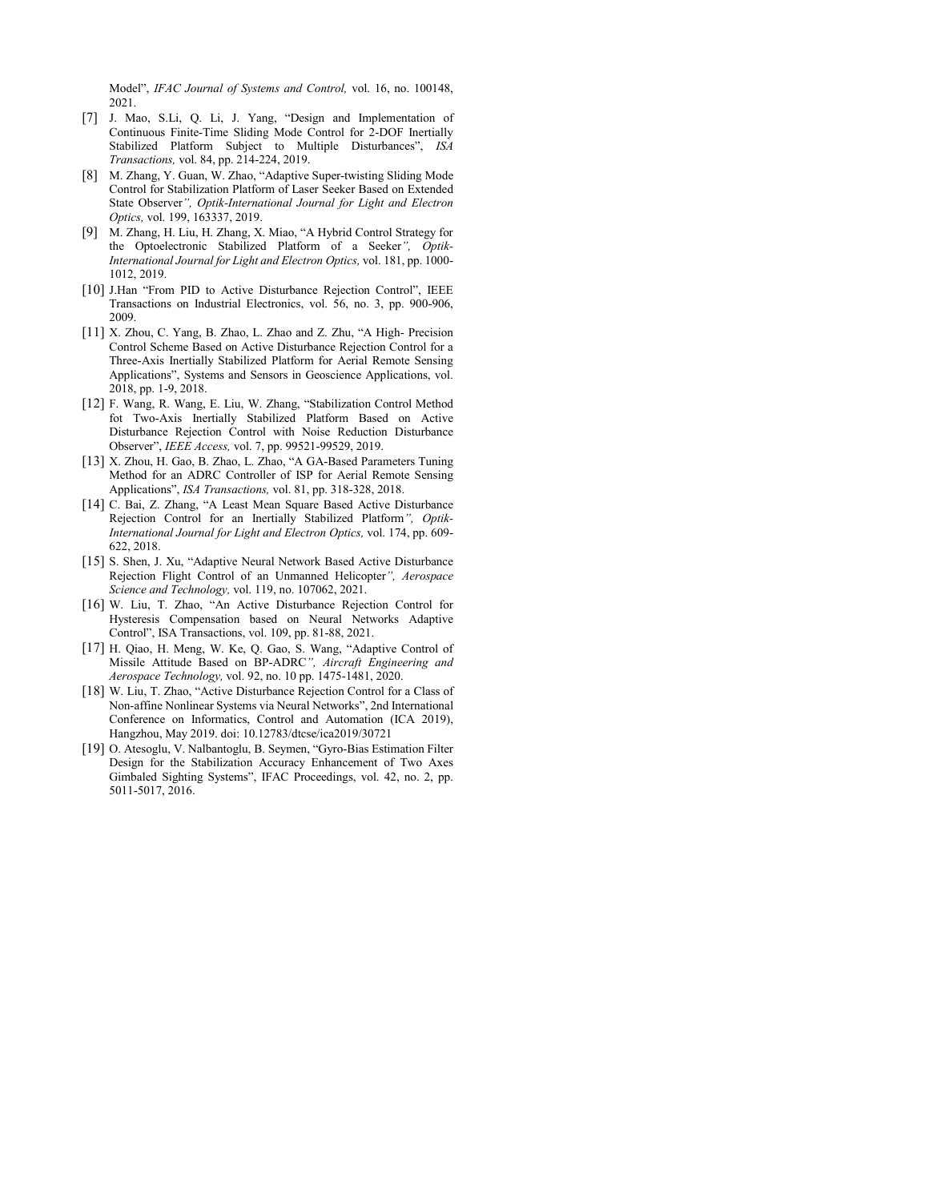Model", *IFAC Journal of Systems and Control,* vol. 16, no. 100148, 2021.

[7] J. Mao, S.Li, Q. Li, J. Yang, "Design and Implementation of Continuous Finite-Time Sliding Mode Control for 2-DOF Inertially Stabilized Platform Subject to Multiple Disturbances", *ISA Transactions,* vol. 84, pp. 214-224, 2019.

[8] M. Zhang, Y. Guan, W. Zhao, "Adaptive Super-twisting Sliding Mode Control for Stabilization Platform of Laser Seeker Based on Extended State Observer*", Optik-International Journal for Light and Electron Optics,* vol. 199, 163337, 2019.

[9] M. Zhang, H. Liu, H. Zhang, X. Miao, "A Hybrid Control Strategy for the Optoelectronic Stabilized Platform of a Seeker*", Optik-International Journal for Light and Electron Optics,* vol. 181, pp. 1000-1012, 2019.

[10] J.Han "From PID to Active Disturbance Rejection Control", IEEE Transactions on Industrial Electronics, vol. 56, no. 3, pp. 900-906, 2009.

[11] X. Zhou, C. Yang, B. Zhao, L. Zhao and Z. Zhu, "A High- Precision Control Scheme Based on Active Disturbance Rejection Control for a Three-Axis Inertially Stabilized Platform for Aerial Remote Sensing Applications", Systems and Sensors in Geoscience Applications, vol. 2018, pp. 1-9, 2018.

[12] F. Wang, R. Wang, E. Liu, W. Zhang, "Stabilization Control Method fot Two-Axis Inertially Stabilized Platform Based on Active Disturbance Rejection Control with Noise Reduction Disturbance Observer", *IEEE Access,* vol. 7, pp. 99521-99529, 2019.

[13] X. Zhou, H. Gao, B. Zhao, L. Zhao, "A GA-Based Parameters Tuning Method for an ADRC Controller of ISP for Aerial Remote Sensing Applications", *ISA Transactions,* vol. 81, pp. 318-328, 2018.

[14] C. Bai, Z. Zhang, "A Least Mean Square Based Active Disturbance Rejection Control for an Inertially Stabilized Platform*", Optik-International Journal for Light and Electron Optics,* vol. 174, pp. 609-622, 2018.

[15] S. Shen, J. Xu, "Adaptive Neural Network Based Active Disturbance Rejection Flight Control of an Unmanned Helicopter*", Aerospace Science and Technology,* vol. 119, no. 107062, 2021.

[16] W. Liu, T. Zhao, "An Active Disturbance Rejection Control for Hysteresis Compensation based on Neural Networks Adaptive Control", ISA Transactions, vol. 109, pp. 81-88, 2021.

[17] H. Qiao, H. Meng, W. Ke, Q. Gao, S. Wang, "Adaptive Control of Missile Attitude Based on BP-ADRC*", Aircraft Engineering and Aerospace Technology,* vol. 92, no. 10 pp. 1475-1481, 2020.

[18] W. Liu, T. Zhao, "Active Disturbance Rejection Control for a Class of Non-affine Nonlinear Systems via Neural Networks", 2nd International Conference on Informatics, Control and Automation (ICA 2019), Hangzhou, May 2019. doi: 10.12783/dtcse/ica2019/30721

[19] O. Atesoglu, V. Nalbantoglu, B. Seymen, "Gyro-Bias Estimation Filter Design for the Stabilization Accuracy Enhancement of Two Axes Gimbaled Sighting Systems", IFAC Proceedings, vol. 42, no. 2, pp. 5011-5017, 2016.